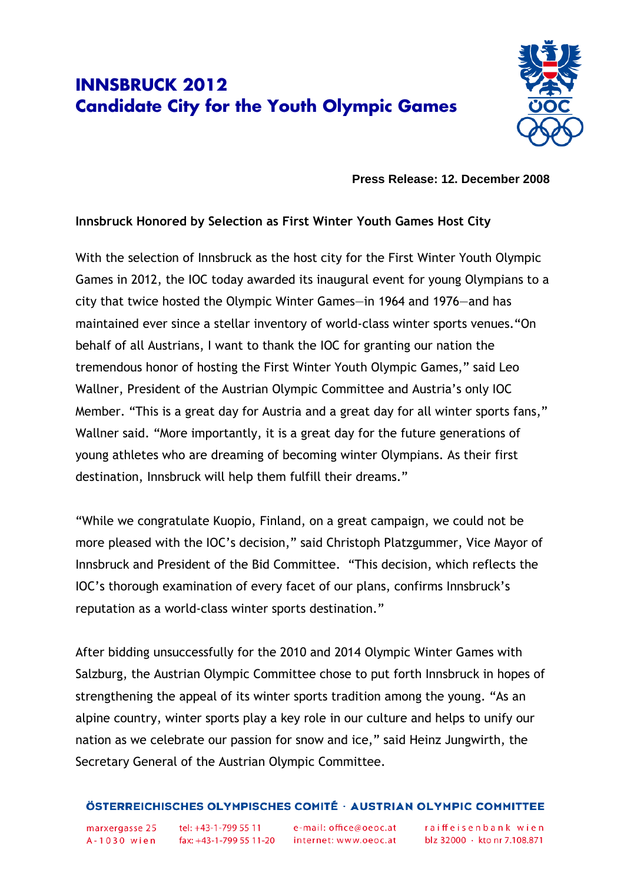# INNSBRUCK 2012
# Candidate City for the Youth Olympic Games

**Press Release: 12. December 2008**

**Innsbruck Honored by Selection as First Winter Youth Games Host City**

With the selection of Innsbruck as the host city for the First Winter Youth Olympic Games in 2012, the IOC today awarded its inaugural event for young Olympians to a city that twice hosted the Olympic Winter Games—in 1964 and 1976—and has maintained ever since a stellar inventory of world-class winter sports venues. "On behalf of all Austrians, I want to thank the IOC for granting our nation the tremendous honor of hosting the First Winter Youth Olympic Games," said Leo Wallner, President of the Austrian Olympic Committee and Austria's only IOC Member. "This is a great day for Austria and a great day for all winter sports fans," Wallner said. "More importantly, it is a great day for the future generations of young athletes who are dreaming of becoming winter Olympians. As their first destination, Innsbruck will help them fulfill their dreams."

"While we congratulate Kuopio, Finland, on a great campaign, we could not be more pleased with the IOC's decision," said Christoph Platzgummer, Vice Mayor of Innsbruck and President of the Bid Committee. "This decision, which reflects the IOC's thorough examination of every facet of our plans, confirms Innsbruck's reputation as a world-class winter sports destination."

After bidding unsuccessfully for the 2010 and 2014 Olympic Winter Games with Salzburg, the Austrian Olympic Committee chose to put forth Innsbruck in hopes of strengthening the appeal of its winter sports tradition among the young. "As an alpine country, winter sports play a key role in our culture and helps to unify our nation as we celebrate our passion for snow and ice," said Heinz Jungwirth, the Secretary General of the Austrian Olympic Committee.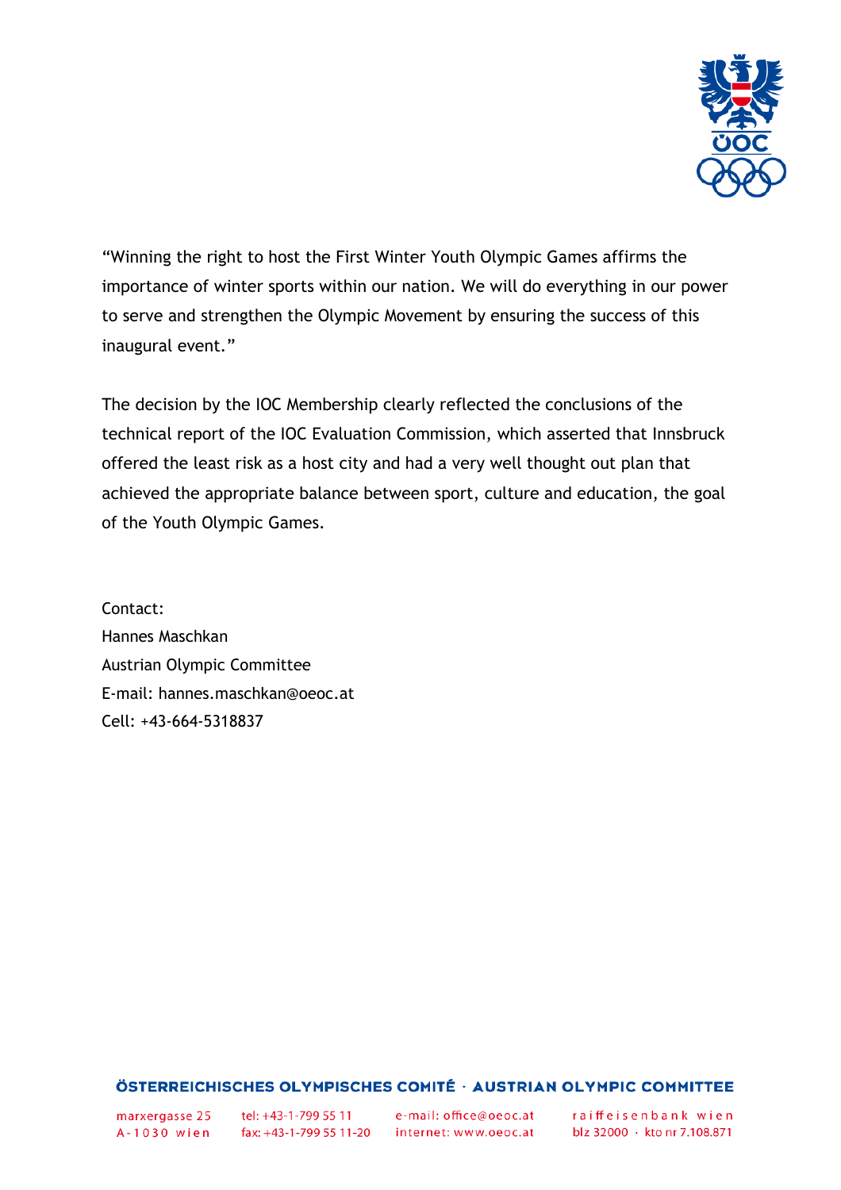"Winning the right to host the First Winter Youth Olympic Games affirms the importance of winter sports within our nation. We will do everything in our power to serve and strengthen the Olympic Movement by ensuring the success of this inaugural event."

The decision by the IOC Membership clearly reflected the conclusions of the technical report of the IOC Evaluation Commission, which asserted that Innsbruck offered the least risk as a host city and had a very well thought out plan that achieved the appropriate balance between sport, culture and education, the goal of the Youth Olympic Games.

Contact:
Hannes Maschkan
Austrian Olympic Committee
E-mail: hannes.maschkan@oeoc.at
Cell: +43-664-5318837